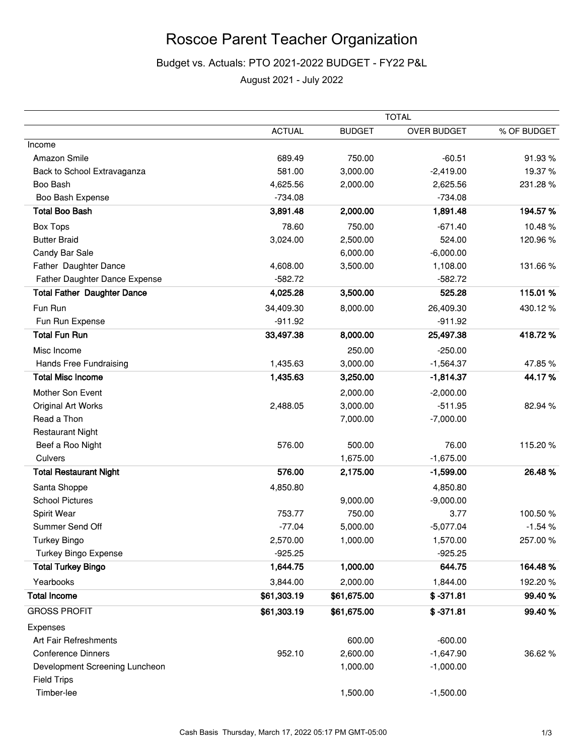# Roscoe Parent Teacher Organization

## Budget vs. Actuals: PTO 2021-2022 BUDGET - FY22 P&L

August 2021 - July 2022

| | TOTAL | | | |
|---|---|---|---|---|
| | ACTUAL | BUDGET | OVER BUDGET | % OF BUDGET |
| Income | | | | |
| Amazon Smile | 689.49 | 750.00 | -60.51 | 91.93 % |
| Back to School Extravaganza | 581.00 | 3,000.00 | -2,419.00 | 19.37 % |
| Boo Bash | 4,625.56 | 2,000.00 | 2,625.56 | 231.28 % |
| Boo Bash Expense | -734.08 | | -734.08 | |
| **Total Boo Bash** | **3,891.48** | **2,000.00** | **1,891.48** | **194.57 %** |
| Box Tops | 78.60 | 750.00 | -671.40 | 10.48 % |
| Butter Braid | 3,024.00 | 2,500.00 | 524.00 | 120.96 % |
| Candy Bar Sale | | 6,000.00 | -6,000.00 | |
| Father Daughter Dance | 4,608.00 | 3,500.00 | 1,108.00 | 131.66 % |
| Father Daughter Dance Expense | -582.72 | | -582.72 | |
| **Total Father Daughter Dance** | **4,025.28** | **3,500.00** | **525.28** | **115.01 %** |
| Fun Run | 34,409.30 | 8,000.00 | 26,409.30 | 430.12 % |
| Fun Run Expense | -911.92 | | -911.92 | |
| **Total Fun Run** | **33,497.38** | **8,000.00** | **25,497.38** | **418.72 %** |
| Misc Income | | 250.00 | -250.00 | |
| Hands Free Fundraising | 1,435.63 | 3,000.00 | -1,564.37 | 47.85 % |
| **Total Misc Income** | **1,435.63** | **3,250.00** | **-1,814.37** | **44.17 %** |
| Mother Son Event | | 2,000.00 | -2,000.00 | |
| Original Art Works | 2,488.05 | 3,000.00 | -511.95 | 82.94 % |
| Read a Thon | | 7,000.00 | -7,000.00 | |
| Restaurant Night | | | | |
| Beef a Roo Night | 576.00 | 500.00 | 76.00 | 115.20 % |
| Culvers | | 1,675.00 | -1,675.00 | |
| **Total Restaurant Night** | **576.00** | **2,175.00** | **-1,599.00** | **26.48 %** |
| Santa Shoppe | 4,850.80 | | 4,850.80 | |
| School Pictures | | 9,000.00 | -9,000.00 | |
| Spirit Wear | 753.77 | 750.00 | 3.77 | 100.50 % |
| Summer Send Off | -77.04 | 5,000.00 | -5,077.04 | -1.54 % |
| Turkey Bingo | 2,570.00 | 1,000.00 | 1,570.00 | 257.00 % |
| Turkey Bingo Expense | -925.25 | | -925.25 | |
| **Total Turkey Bingo** | **1,644.75** | **1,000.00** | **644.75** | **164.48 %** |
| Yearbooks | 3,844.00 | 2,000.00 | 1,844.00 | 192.20 % |
| **Total Income** | **$61,303.19** | **$61,675.00** | **$ -371.81** | **99.40 %** |
| GROSS PROFIT | **$61,303.19** | **$61,675.00** | **$ -371.81** | **99.40 %** |
| Expenses | | | | |
| Art Fair Refreshments | | 600.00 | -600.00 | |
| Conference Dinners | 952.10 | 2,600.00 | -1,647.90 | 36.62 % |
| Development Screening Luncheon | | 1,000.00 | -1,000.00 | |
| Field Trips | | | | |
| Timber-lee | | 1,500.00 | -1,500.00 | |

Cash Basis Thursday, March 17, 2022 05:17 PM GMT-05:00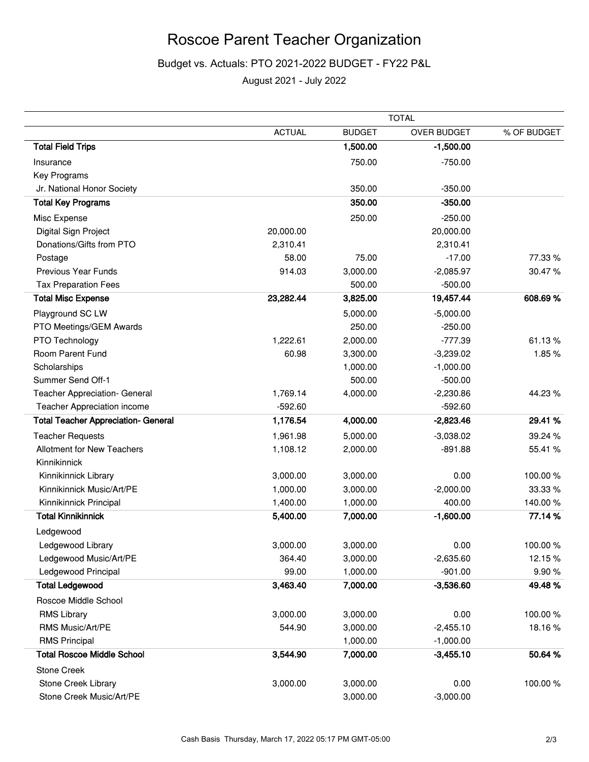# Roscoe Parent Teacher Organization

Budget vs. Actuals: PTO 2021-2022 BUDGET - FY22 P&L

August 2021 - July 2022

| | TOTAL | | | |
|---|---|---|---|---|
| | ACTUAL | BUDGET | OVER BUDGET | % OF BUDGET |
| **Total Field Trips** | | **1,500.00** | **-1,500.00** | |
| Insurance | | 750.00 | -750.00 | |
| Key Programs | | | | |
| Jr. National Honor Society | | 350.00 | -350.00 | |
| **Total Key Programs** | | **350.00** | **-350.00** | |
| Misc Expense | | 250.00 | -250.00 | |
| Digital Sign Project | 20,000.00 | | 20,000.00 | |
| Donations/Gifts from PTO | 2,310.41 | | 2,310.41 | |
| Postage | 58.00 | 75.00 | -17.00 | 77.33 % |
| Previous Year Funds | 914.03 | 3,000.00 | -2,085.97 | 30.47 % |
| Tax Preparation Fees | | 500.00 | -500.00 | |
| **Total Misc Expense** | **23,282.44** | **3,825.00** | **19,457.44** | **608.69 %** |
| Playground SC LW | | 5,000.00 | -5,000.00 | |
| PTO Meetings/GEM Awards | | 250.00 | -250.00 | |
| PTO Technology | 1,222.61 | 2,000.00 | -777.39 | 61.13 % |
| Room Parent Fund | 60.98 | 3,300.00 | -3,239.02 | 1.85 % |
| Scholarships | | 1,000.00 | -1,000.00 | |
| Summer Send Off-1 | | 500.00 | -500.00 | |
| Teacher Appreciation- General | 1,769.14 | 4,000.00 | -2,230.86 | 44.23 % |
| Teacher Appreciation income | -592.60 | | -592.60 | |
| **Total Teacher Appreciation- General** | **1,176.54** | **4,000.00** | **-2,823.46** | **29.41 %** |
| Teacher Requests | 1,961.98 | 5,000.00 | -3,038.02 | 39.24 % |
| Allotment for New Teachers | 1,108.12 | 2,000.00 | -891.88 | 55.41 % |
| Kinnikinnick | | | | |
| Kinnikinnick Library | 3,000.00 | 3,000.00 | 0.00 | 100.00 % |
| Kinnikinnick Music/Art/PE | 1,000.00 | 3,000.00 | -2,000.00 | 33.33 % |
| Kinnikinnick Principal | 1,400.00 | 1,000.00 | 400.00 | 140.00 % |
| **Total Kinnikinnick** | **5,400.00** | **7,000.00** | **-1,600.00** | **77.14 %** |
| Ledgewood | | | | |
| Ledgewood Library | 3,000.00 | 3,000.00 | 0.00 | 100.00 % |
| Ledgewood Music/Art/PE | 364.40 | 3,000.00 | -2,635.60 | 12.15 % |
| Ledgewood Principal | 99.00 | 1,000.00 | -901.00 | 9.90 % |
| **Total Ledgewood** | **3,463.40** | **7,000.00** | **-3,536.60** | **49.48 %** |
| Roscoe Middle School | | | | |
| RMS Library | 3,000.00 | 3,000.00 | 0.00 | 100.00 % |
| RMS Music/Art/PE | 544.90 | 3,000.00 | -2,455.10 | 18.16 % |
| RMS Principal | | 1,000.00 | -1,000.00 | |
| **Total Roscoe Middle School** | **3,544.90** | **7,000.00** | **-3,455.10** | **50.64 %** |
| Stone Creek | | | | |
| Stone Creek Library | 3,000.00 | 3,000.00 | 0.00 | 100.00 % |
| Stone Creek Music/Art/PE | | 3,000.00 | -3,000.00 | |

Cash Basis Thursday, March 17, 2022 05:17 PM GMT-05:00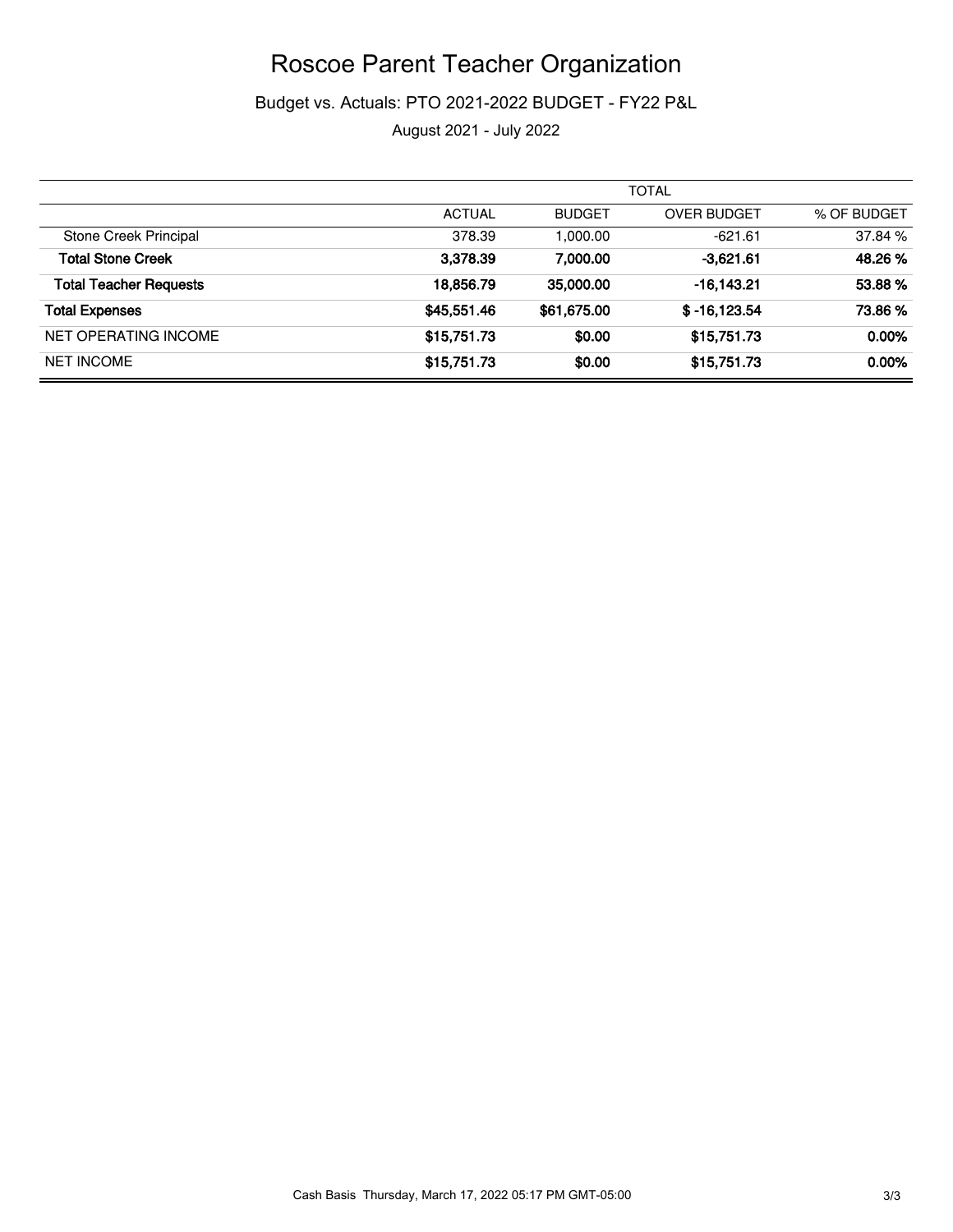# Roscoe Parent Teacher Organization

## Budget vs. Actuals: PTO 2021-2022 BUDGET - FY22 P&L

August 2021 - July 2022

| | TOTAL | | | |
|---|---|---|---|---|
| | ACTUAL | BUDGET | OVER BUDGET | % OF BUDGET |
| Stone Creek Principal | 378.39 | 1,000.00 | -621.61 | 37.84 % |
| **Total Stone Creek** | **3,378.39** | **7,000.00** | **-3,621.61** | **48.26 %** |
| **Total Teacher Requests** | **18,856.79** | **35,000.00** | **-16,143.21** | **53.88 %** |
| **Total Expenses** | **$45,551.46** | **$61,675.00** | **$ -16,123.54** | **73.86 %** |
| NET OPERATING INCOME | **$15,751.73** | **$0.00** | **$15,751.73** | **0.00%** |
| NET INCOME | **$15,751.73** | **$0.00** | **$15,751.73** | **0.00%** |

Cash Basis Thursday, March 17, 2022 05:17 PM GMT-05:00